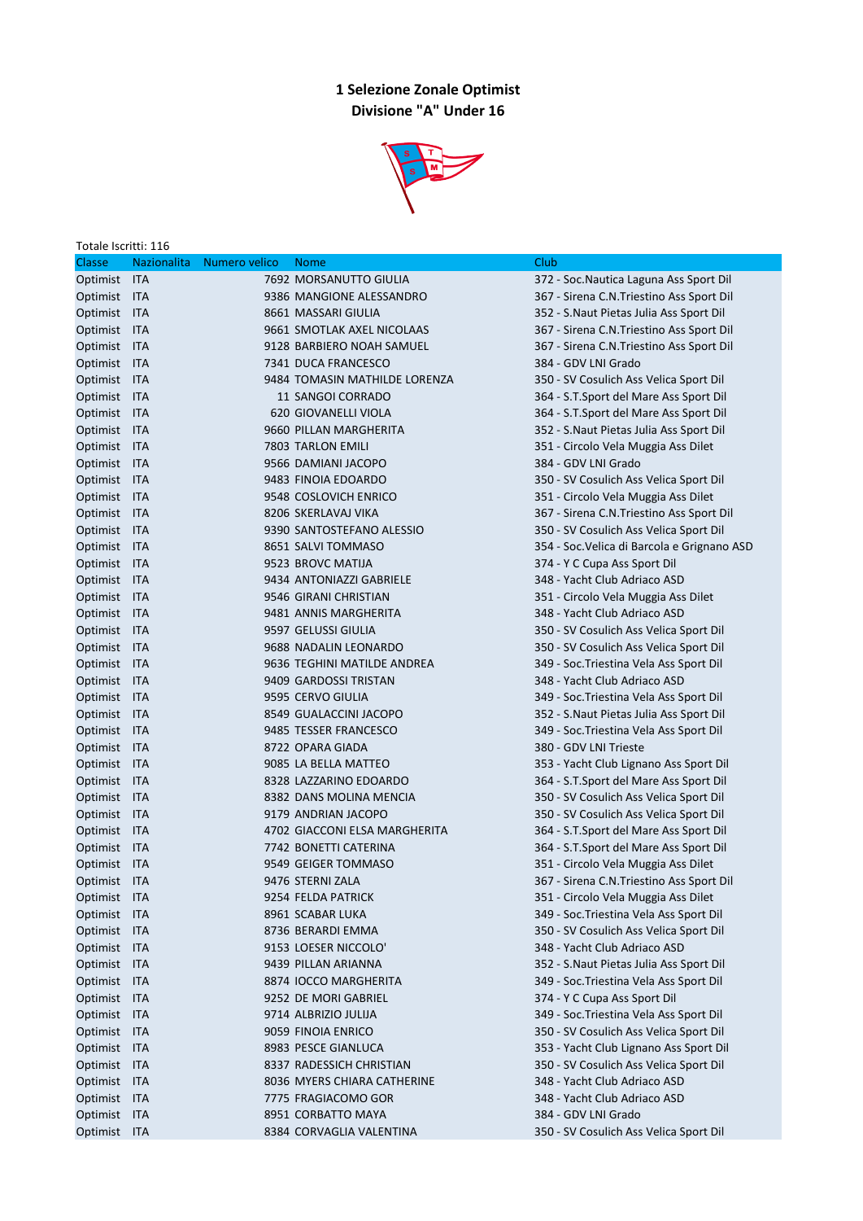# 1 Selezione Zonale Optimist

## Divisione "A" Under 16

Totale Iscritti: 116

| Classe | Nazionalita | Numero velico | Nome | Club |
|---|---|---|---|---|
| Optimist | ITA | 7692 | MORSANUTTO GIULIA | 372 - Soc.Nautica Laguna Ass Sport Dil |
| Optimist | ITA | 9386 | MANGIONE ALESSANDRO | 367 - Sirena C.N.Triestino Ass Sport Dil |
| Optimist | ITA | 8661 | MASSARI GIULIA | 352 - S.Naut Pietas Julia Ass Sport Dil |
| Optimist | ITA | 9661 | SMOTLAK AXEL NICOLAAS | 367 - Sirena C.N.Triestino Ass Sport Dil |
| Optimist | ITA | 9128 | BARBIERO NOAH SAMUEL | 367 - Sirena C.N.Triestino Ass Sport Dil |
| Optimist | ITA | 7341 | DUCA FRANCESCO | 384 - GDV LNI Grado |
| Optimist | ITA | 9484 | TOMASIN MATHILDE LORENZA | 350 - SV Cosulich Ass Velica Sport Dil |
| Optimist | ITA | 11 | SANGOI CORRADO | 364 - S.T.Sport del Mare Ass Sport Dil |
| Optimist | ITA | 620 | GIOVANELLI VIOLA | 364 - S.T.Sport del Mare Ass Sport Dil |
| Optimist | ITA | 9660 | PILLAN MARGHERITA | 352 - S.Naut Pietas Julia Ass Sport Dil |
| Optimist | ITA | 7803 | TARLON EMILI | 351 - Circolo Vela Muggia Ass Dilet |
| Optimist | ITA | 9566 | DAMIANI JACOPO | 384 - GDV LNI Grado |
| Optimist | ITA | 9483 | FINOIA EDOARDO | 350 - SV Cosulich Ass Velica Sport Dil |
| Optimist | ITA | 9548 | COSLOVICH ENRICO | 351 - Circolo Vela Muggia Ass Dilet |
| Optimist | ITA | 8206 | SKERLAVAJ VIKA | 367 - Sirena C.N.Triestino Ass Sport Dil |
| Optimist | ITA | 9390 | SANTOSTEFANO ALESSIO | 350 - SV Cosulich Ass Velica Sport Dil |
| Optimist | ITA | 8651 | SALVI TOMMASO | 354 - Soc.Velica di Barcola e Grignano ASD |
| Optimist | ITA | 9523 | BROVC MATIJA | 374 - Y C Cupa Ass Sport Dil |
| Optimist | ITA | 9434 | ANTONIAZZI GABRIELE | 348 - Yacht Club Adriaco ASD |
| Optimist | ITA | 9546 | GIRANI CHRISTIAN | 351 - Circolo Vela Muggia Ass Dilet |
| Optimist | ITA | 9481 | ANNIS MARGHERITA | 348 - Yacht Club Adriaco ASD |
| Optimist | ITA | 9597 | GELUSSI GIULIA | 350 - SV Cosulich Ass Velica Sport Dil |
| Optimist | ITA | 9688 | NADALIN LEONARDO | 350 - SV Cosulich Ass Velica Sport Dil |
| Optimist | ITA | 9636 | TEGHINI MATILDE ANDREA | 349 - Soc.Triestina Vela Ass Sport Dil |
| Optimist | ITA | 9409 | GARDOSSI TRISTAN | 348 - Yacht Club Adriaco ASD |
| Optimist | ITA | 9595 | CERVO GIULIA | 349 - Soc.Triestina Vela Ass Sport Dil |
| Optimist | ITA | 8549 | GUALACCINI JACOPO | 352 - S.Naut Pietas Julia Ass Sport Dil |
| Optimist | ITA | 9485 | TESSER FRANCESCO | 349 - Soc.Triestina Vela Ass Sport Dil |
| Optimist | ITA | 8722 | OPARA GIADA | 380 - GDV LNI Trieste |
| Optimist | ITA | 9085 | LA BELLA MATTEO | 353 - Yacht Club Lignano Ass Sport Dil |
| Optimist | ITA | 8328 | LAZZARINO EDOARDO | 364 - S.T.Sport del Mare Ass Sport Dil |
| Optimist | ITA | 8382 | DANS MOLINA MENCIA | 350 - SV Cosulich Ass Velica Sport Dil |
| Optimist | ITA | 9179 | ANDRIAN JACOPO | 350 - SV Cosulich Ass Velica Sport Dil |
| Optimist | ITA | 4702 | GIACCONI ELSA MARGHERITA | 364 - S.T.Sport del Mare Ass Sport Dil |
| Optimist | ITA | 7742 | BONETTI CATERINA | 364 - S.T.Sport del Mare Ass Sport Dil |
| Optimist | ITA | 9549 | GEIGER TOMMASO | 351 - Circolo Vela Muggia Ass Dilet |
| Optimist | ITA | 9476 | STERNI ZALA | 367 - Sirena C.N.Triestino Ass Sport Dil |
| Optimist | ITA | 9254 | FELDA PATRICK | 351 - Circolo Vela Muggia Ass Dilet |
| Optimist | ITA | 8961 | SCABAR LUKA | 349 - Soc.Triestina Vela Ass Sport Dil |
| Optimist | ITA | 8736 | BERARDI EMMA | 350 - SV Cosulich Ass Velica Sport Dil |
| Optimist | ITA | 9153 | LOESER NICCOLO' | 348 - Yacht Club Adriaco ASD |
| Optimist | ITA | 9439 | PILLAN ARIANNA | 352 - S.Naut Pietas Julia Ass Sport Dil |
| Optimist | ITA | 8874 | IOCCO MARGHERITA | 349 - Soc.Triestina Vela Ass Sport Dil |
| Optimist | ITA | 9252 | DE MORI GABRIEL | 374 - Y C Cupa Ass Sport Dil |
| Optimist | ITA | 9714 | ALBRIZIO JULIJA | 349 - Soc.Triestina Vela Ass Sport Dil |
| Optimist | ITA | 9059 | FINOIA ENRICO | 350 - SV Cosulich Ass Velica Sport Dil |
| Optimist | ITA | 8983 | PESCE GIANLUCA | 353 - Yacht Club Lignano Ass Sport Dil |
| Optimist | ITA | 8337 | RADESSICH CHRISTIAN | 350 - SV Cosulich Ass Velica Sport Dil |
| Optimist | ITA | 8036 | MYERS CHIARA CATHERINE | 348 - Yacht Club Adriaco ASD |
| Optimist | ITA | 7775 | FRAGIACOMO GOR | 348 - Yacht Club Adriaco ASD |
| Optimist | ITA | 8951 | CORBATTO MAYA | 384 - GDV LNI Grado |
| Optimist | ITA | 8384 | CORVAGLIA VALENTINA | 350 - SV Cosulich Ass Velica Sport Dil |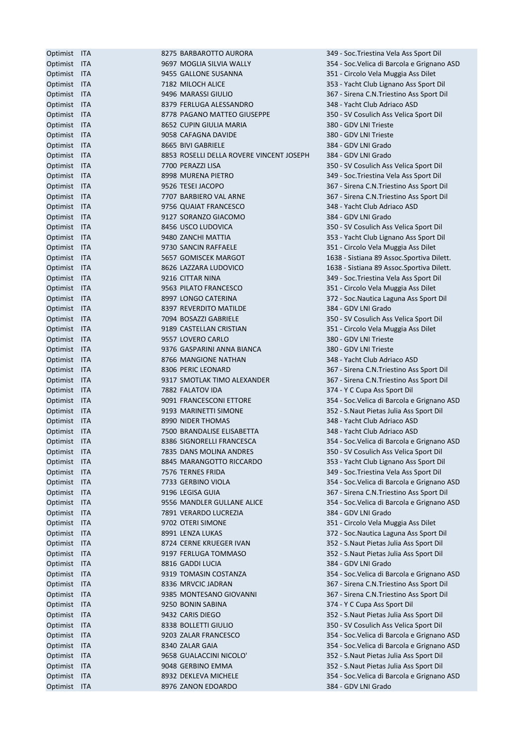| | | | | |
|---|---|---|---|---|
| Optimist | ITA | 8275 | BARBAROTTO AURORA | 349 - Soc.Triestina Vela Ass Sport Dil |
| Optimist | ITA | 9697 | MOGLIA SILVIA WALLY | 354 - Soc.Velica di Barcola e Grignano ASD |
| Optimist | ITA | 9455 | GALLONE SUSANNA | 351 - Circolo Vela Muggia Ass Dilet |
| Optimist | ITA | 7182 | MILOCH ALICE | 353 - Yacht Club Lignano Ass Sport Dil |
| Optimist | ITA | 9496 | MARASSI GIULIO | 367 - Sirena C.N.Triestino Ass Sport Dil |
| Optimist | ITA | 8379 | FERLUGA ALESSANDRO | 348 - Yacht Club Adriaco ASD |
| Optimist | ITA | 8778 | PAGANO MATTEO GIUSEPPE | 350 - SV Cosulich Ass Velica Sport Dil |
| Optimist | ITA | 8652 | CUPIN GIULIA MARIA | 380 - GDV LNI Trieste |
| Optimist | ITA | 9058 | CAFAGNA DAVIDE | 380 - GDV LNI Trieste |
| Optimist | ITA | 8665 | BIVI GABRIELE | 384 - GDV LNI Grado |
| Optimist | ITA | 8853 | ROSELLI DELLA ROVERE VINCENT JOSEPH | 384 - GDV LNI Grado |
| Optimist | ITA | 7700 | PERAZZI LISA | 350 - SV Cosulich Ass Velica Sport Dil |
| Optimist | ITA | 8998 | MURENA PIETRO | 349 - Soc.Triestina Vela Ass Sport Dil |
| Optimist | ITA | 9526 | TESEI JACOPO | 367 - Sirena C.N.Triestino Ass Sport Dil |
| Optimist | ITA | 7707 | BARBIERO VAL ARNE | 367 - Sirena C.N.Triestino Ass Sport Dil |
| Optimist | ITA | 9756 | QUAIAT FRANCESCO | 348 - Yacht Club Adriaco ASD |
| Optimist | ITA | 9127 | SORANZO GIACOMO | 384 - GDV LNI Grado |
| Optimist | ITA | 8456 | USCO LUDOVICA | 350 - SV Cosulich Ass Velica Sport Dil |
| Optimist | ITA | 9480 | ZANCHI MATTIA | 353 - Yacht Club Lignano Ass Sport Dil |
| Optimist | ITA | 9730 | SANCIN RAFFAELE | 351 - Circolo Vela Muggia Ass Dilet |
| Optimist | ITA | 5657 | GOMISCEK MARGOT | 1638 - Sistiana 89 Assoc.Sportiva Dilett. |
| Optimist | ITA | 8626 | LAZZARA LUDOVICO | 1638 - Sistiana 89 Assoc.Sportiva Dilett. |
| Optimist | ITA | 9216 | CITTAR NINA | 349 - Soc.Triestina Vela Ass Sport Dil |
| Optimist | ITA | 9563 | PILATO FRANCESCO | 351 - Circolo Vela Muggia Ass Dilet |
| Optimist | ITA | 8997 | LONGO CATERINA | 372 - Soc.Nautica Laguna Ass Sport Dil |
| Optimist | ITA | 8397 | REVERDITO MATILDE | 384 - GDV LNI Grado |
| Optimist | ITA | 7094 | BOSAZZI GABRIELE | 350 - SV Cosulich Ass Velica Sport Dil |
| Optimist | ITA | 9189 | CASTELLAN CRISTIAN | 351 - Circolo Vela Muggia Ass Dilet |
| Optimist | ITA | 9557 | LOVERO CARLO | 380 - GDV LNI Trieste |
| Optimist | ITA | 9376 | GASPARINI ANNA BIANCA | 380 - GDV LNI Trieste |
| Optimist | ITA | 8766 | MANGIONE NATHAN | 348 - Yacht Club Adriaco ASD |
| Optimist | ITA | 8306 | PERIC LEONARD | 367 - Sirena C.N.Triestino Ass Sport Dil |
| Optimist | ITA | 9317 | SMOTLAK TIMO ALEXANDER | 367 - Sirena C.N.Triestino Ass Sport Dil |
| Optimist | ITA | 7882 | FALATOV IDA | 374 - Y C Cupa Ass Sport Dil |
| Optimist | ITA | 9091 | FRANCESCONI ETTORE | 354 - Soc.Velica di Barcola e Grignano ASD |
| Optimist | ITA | 9193 | MARINETTI SIMONE | 352 - S.Naut Pietas Julia Ass Sport Dil |
| Optimist | ITA | 8990 | NIDER THOMAS | 348 - Yacht Club Adriaco ASD |
| Optimist | ITA | 7500 | BRANDALISE ELISABETTA | 348 - Yacht Club Adriaco ASD |
| Optimist | ITA | 8386 | SIGNORELLI FRANCESCA | 354 - Soc.Velica di Barcola e Grignano ASD |
| Optimist | ITA | 7835 | DANS MOLINA ANDRES | 350 - SV Cosulich Ass Velica Sport Dil |
| Optimist | ITA | 8845 | MARANGOTTO RICCARDO | 353 - Yacht Club Lignano Ass Sport Dil |
| Optimist | ITA | 7576 | TERNES FRIDA | 349 - Soc.Triestina Vela Ass Sport Dil |
| Optimist | ITA | 7733 | GERBINO VIOLA | 354 - Soc.Velica di Barcola e Grignano ASD |
| Optimist | ITA | 9196 | LEGISA GUIA | 367 - Sirena C.N.Triestino Ass Sport Dil |
| Optimist | ITA | 9556 | MANDLER GULLANE ALICE | 354 - Soc.Velica di Barcola e Grignano ASD |
| Optimist | ITA | 7891 | VERARDO LUCREZIA | 384 - GDV LNI Grado |
| Optimist | ITA | 9702 | OTERI SIMONE | 351 - Circolo Vela Muggia Ass Dilet |
| Optimist | ITA | 8991 | LENZA LUKAS | 372 - Soc.Nautica Laguna Ass Sport Dil |
| Optimist | ITA | 8724 | CERNE KRUEGER IVAN | 352 - S.Naut Pietas Julia Ass Sport Dil |
| Optimist | ITA | 9197 | FERLUGA TOMMASO | 352 - S.Naut Pietas Julia Ass Sport Dil |
| Optimist | ITA | 8816 | GADDI LUCIA | 384 - GDV LNI Grado |
| Optimist | ITA | 9319 | TOMASIN COSTANZA | 354 - Soc.Velica di Barcola e Grignano ASD |
| Optimist | ITA | 8336 | MRVCIC JADRAN | 367 - Sirena C.N.Triestino Ass Sport Dil |
| Optimist | ITA | 9385 | MONTESANO GIOVANNI | 367 - Sirena C.N.Triestino Ass Sport Dil |
| Optimist | ITA | 9250 | BONIN SABINA | 374 - Y C Cupa Ass Sport Dil |
| Optimist | ITA | 9432 | CARIS DIEGO | 352 - S.Naut Pietas Julia Ass Sport Dil |
| Optimist | ITA | 8338 | BOLLETTI GIULIO | 350 - SV Cosulich Ass Velica Sport Dil |
| Optimist | ITA | 9203 | ZALAR FRANCESCO | 354 - Soc.Velica di Barcola e Grignano ASD |
| Optimist | ITA | 8340 | ZALAR GAIA | 354 - Soc.Velica di Barcola e Grignano ASD |
| Optimist | ITA | 9658 | GUALACCINI NICOLO' | 352 - S.Naut Pietas Julia Ass Sport Dil |
| Optimist | ITA | 9048 | GERBINO EMMA | 352 - S.Naut Pietas Julia Ass Sport Dil |
| Optimist | ITA | 8932 | DEKLEVA MICHELE | 354 - Soc.Velica di Barcola e Grignano ASD |
| Optimist | ITA | 8976 | ZANON EDOARDO | 384 - GDV LNI Grado |